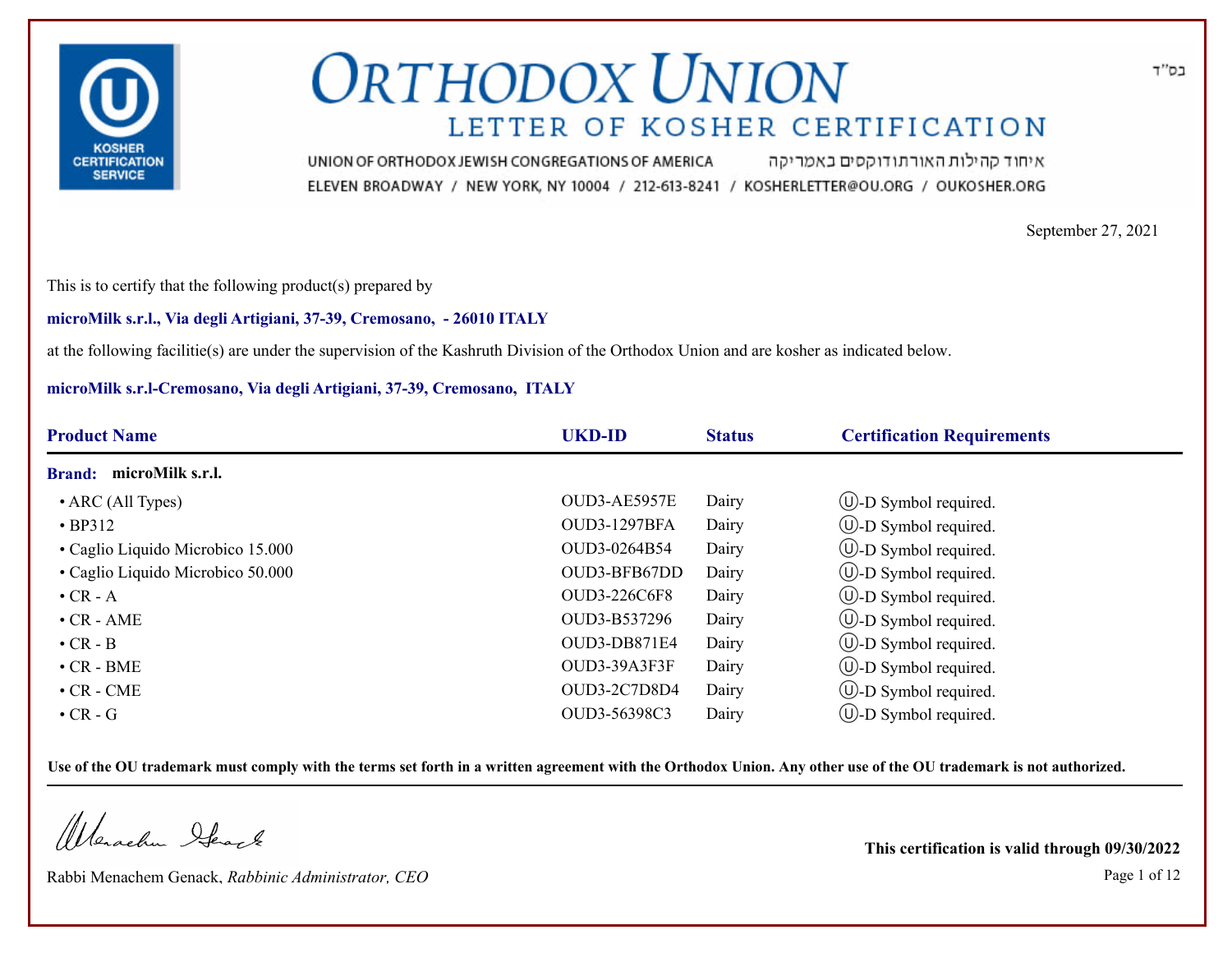# ORTHODOX UNION

## LETTER OF KOSHER CERTIFICATION

UNION OF ORTHODOX JEWISH CONGREGATIONS OF AMERICA איחוד קהילות האורתודוקסים באמריקה

ELEVEN BROADWAY / NEW YORK, NY 10004 / 212-613-8241 / KOSHERLETTER@OU.ORG / OUKOSHER.ORG

בס"ד

September 27, 2021

This is to certify that the following product(s) prepared by

**microMilk s.r.l., Via degli Artigiani, 37-39, Cremosano, - 26010 ITALY**

at the following facilitie(s) are under the supervision of the Kashruth Division of the Orthodox Union and are kosher as indicated below.

**microMilk s.r.l-Cremosano, Via degli Artigiani, 37-39, Cremosano, ITALY**

| Product Name | UKD-ID | Status | Certification Requirements |
|---|---|---|---|
| **Brand: microMilk s.r.l.** | | | |
| • ARC (All Types) | OUD3-AE5957E | Dairy | Ⓤ-D Symbol required. |
| • BP312 | OUD3-1297BFA | Dairy | Ⓤ-D Symbol required. |
| • Caglio Liquido Microbico 15.000 | OUD3-0264B54 | Dairy | Ⓤ-D Symbol required. |
| • Caglio Liquido Microbico 50.000 | OUD3-BFB67DD | Dairy | Ⓤ-D Symbol required. |
| • CR - A | OUD3-226C6F8 | Dairy | Ⓤ-D Symbol required. |
| • CR - AME | OUD3-B537296 | Dairy | Ⓤ-D Symbol required. |
| • CR - B | OUD3-DB871E4 | Dairy | Ⓤ-D Symbol required. |
| • CR - BME | OUD3-39A3F3F | Dairy | Ⓤ-D Symbol required. |
| • CR - CME | OUD3-2C7D8D4 | Dairy | Ⓤ-D Symbol required. |
| • CR - G | OUD3-56398C3 | Dairy | Ⓤ-D Symbol required. |

**Use of the OU trademark must comply with the terms set forth in a written agreement with the Orthodox Union. Any other use of the OU trademark is not authorized.**

Rabbi Menachem Genack, *Rabbinic Administrator, CEO*

**This certification is valid through 09/30/2022**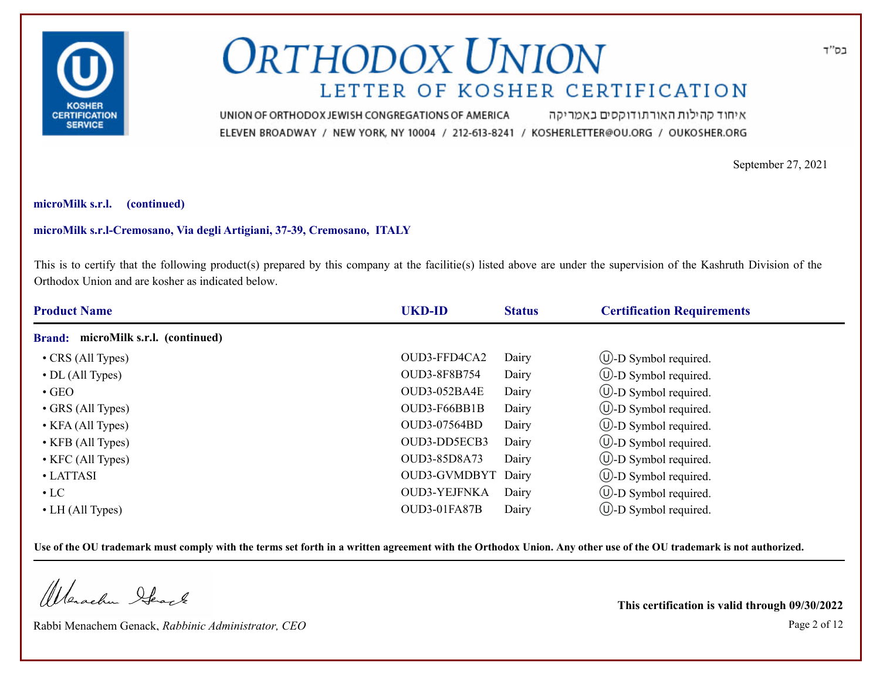# ORTHODOX UNION

## LETTER OF KOSHER CERTIFICATION

UNION OF ORTHODOX JEWISH CONGREGATIONS OF AMERICA איחוד קהילות האורתודוקסים באמריקה

ELEVEN BROADWAY / NEW YORK, NY 10004 / 212-613-8241 / KOSHERLETTER@OU.ORG / OUKOSHER.ORG

בס"ד

September 27, 2021

**microMilk s.r.l. (continued)**

**microMilk s.r.l-Cremosano, Via degli Artigiani, 37-39, Cremosano, ITALY**

This is to certify that the following product(s) prepared by this company at the facilitie(s) listed above are under the supervision of the Kashruth Division of the Orthodox Union and are kosher as indicated below.

| Product Name | UKD-ID | Status | Certification Requirements |
|---|---|---|---|
| **Brand: microMilk s.r.l. (continued)** | | | |
| • CRS (All Types) | OUD3-FFD4CA2 | Dairy | Ⓤ-D Symbol required. |
| • DL (All Types) | OUD3-8F8B754 | Dairy | Ⓤ-D Symbol required. |
| • GEO | OUD3-052BA4E | Dairy | Ⓤ-D Symbol required. |
| • GRS (All Types) | OUD3-F66BB1B | Dairy | Ⓤ-D Symbol required. |
| • KFA (All Types) | OUD3-07564BD | Dairy | Ⓤ-D Symbol required. |
| • KFB (All Types) | OUD3-DD5ECB3 | Dairy | Ⓤ-D Symbol required. |
| • KFC (All Types) | OUD3-85D8A73 | Dairy | Ⓤ-D Symbol required. |
| • LATTASI | OUD3-GVMDBYT | Dairy | Ⓤ-D Symbol required. |
| • LC | OUD3-YEJFNKA | Dairy | Ⓤ-D Symbol required. |
| • LH (All Types) | OUD3-01FA87B | Dairy | Ⓤ-D Symbol required. |

**Use of the OU trademark must comply with the terms set forth in a written agreement with the Orthodox Union. Any other use of the OU trademark is not authorized.**

Rabbi Menachem Genack, *Rabbinic Administrator, CEO*

**This certification is valid through 09/30/2022**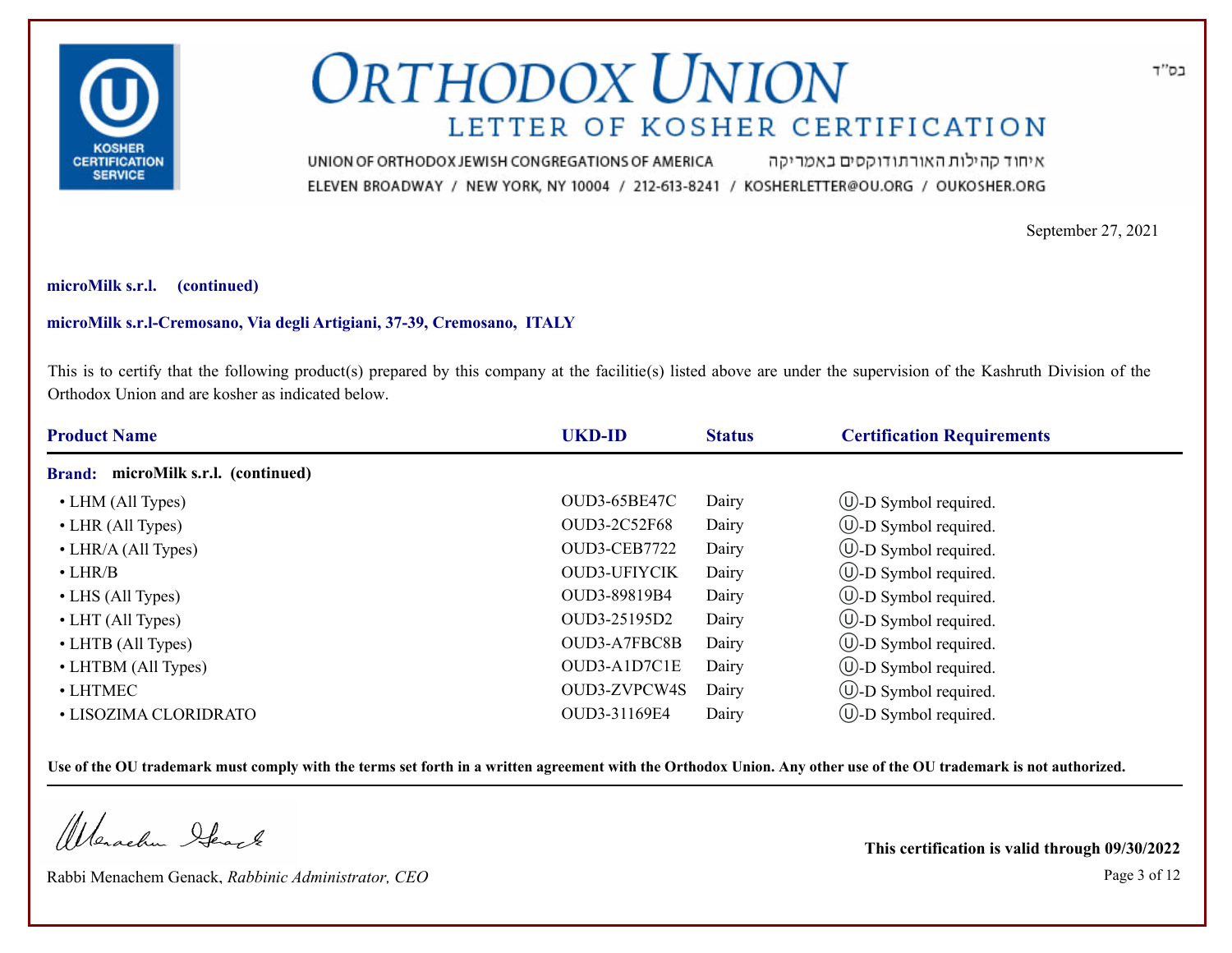# ORTHODOX UNION

## LETTER OF KOSHER CERTIFICATION

UNION OF ORTHODOX JEWISH CONGREGATIONS OF AMERICA איחוד קהילות האורתודוקסים באמריקה

ELEVEN BROADWAY / NEW YORK, NY 10004 / 212-613-8241 / KOSHERLETTER@OU.ORG / OUKOSHER.ORG

בס"ד

September 27, 2021

**microMilk s.r.l. (continued)**

**microMilk s.r.l-Cremosano, Via degli Artigiani, 37-39, Cremosano, ITALY**

This is to certify that the following product(s) prepared by this company at the facilitie(s) listed above are under the supervision of the Kashruth Division of the Orthodox Union and are kosher as indicated below.

| Product Name | UKD-ID | Status | Certification Requirements |
|---|---|---|---|
| **Brand: microMilk s.r.l. (continued)** | | | |
| • LHM (All Types) | OUD3-65BE47C | Dairy | Ⓤ-D Symbol required. |
| • LHR (All Types) | OUD3-2C52F68 | Dairy | Ⓤ-D Symbol required. |
| • LHR/A (All Types) | OUD3-CEB7722 | Dairy | Ⓤ-D Symbol required. |
| • LHR/B | OUD3-UFIYCIK | Dairy | Ⓤ-D Symbol required. |
| • LHS (All Types) | OUD3-89819B4 | Dairy | Ⓤ-D Symbol required. |
| • LHT (All Types) | OUD3-25195D2 | Dairy | Ⓤ-D Symbol required. |
| • LHTB (All Types) | OUD3-A7FBC8B | Dairy | Ⓤ-D Symbol required. |
| • LHTBM (All Types) | OUD3-A1D7C1E | Dairy | Ⓤ-D Symbol required. |
| • LHTMEC | OUD3-ZVPCW4S | Dairy | Ⓤ-D Symbol required. |
| • LISOZIMA CLORIDRATO | OUD3-31169E4 | Dairy | Ⓤ-D Symbol required. |

**Use of the OU trademark must comply with the terms set forth in a written agreement with the Orthodox Union. Any other use of the OU trademark is not authorized.**

Rabbi Menachem Genack, *Rabbinic Administrator, CEO*

**This certification is valid through 09/30/2022**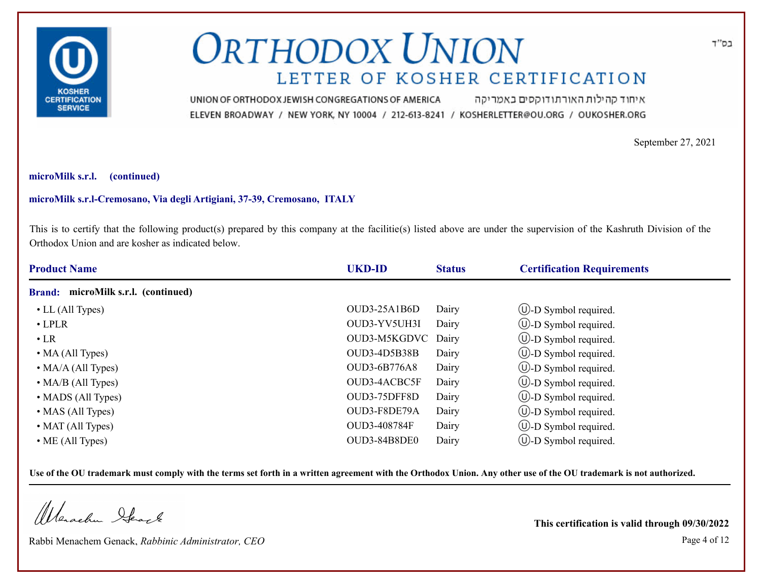# ORTHODOX UNION

## LETTER OF KOSHER CERTIFICATION

UNION OF ORTHODOX JEWISH CONGREGATIONS OF AMERICA איחוד קהילות האורתודוקסים באמריקה

ELEVEN BROADWAY / NEW YORK, NY 10004 / 212-613-8241 / KOSHERLETTER@OU.ORG / OUKOSHER.ORG

בס"ד

September 27, 2021

**microMilk s.r.l. (continued)**

**microMilk s.r.l-Cremosano, Via degli Artigiani, 37-39, Cremosano, ITALY**

This is to certify that the following product(s) prepared by this company at the facilitie(s) listed above are under the supervision of the Kashruth Division of the Orthodox Union and are kosher as indicated below.

| Product Name | UKD-ID | Status | Certification Requirements |
|---|---|---|---|
| **Brand: microMilk s.r.l. (continued)** | | | |
| • LL (All Types) | OUD3-25A1B6D | Dairy | Ⓤ-D Symbol required. |
| • LPLR | OUD3-YV5UH3I | Dairy | Ⓤ-D Symbol required. |
| • LR | OUD3-M5KGDVC | Dairy | Ⓤ-D Symbol required. |
| • MA (All Types) | OUD3-4D5B38B | Dairy | Ⓤ-D Symbol required. |
| • MA/A (All Types) | OUD3-6B776A8 | Dairy | Ⓤ-D Symbol required. |
| • MA/B (All Types) | OUD3-4ACBC5F | Dairy | Ⓤ-D Symbol required. |
| • MADS (All Types) | OUD3-75DFF8D | Dairy | Ⓤ-D Symbol required. |
| • MAS (All Types) | OUD3-F8DE79A | Dairy | Ⓤ-D Symbol required. |
| • MAT (All Types) | OUD3-408784F | Dairy | Ⓤ-D Symbol required. |
| • ME (All Types) | OUD3-84B8DE0 | Dairy | Ⓤ-D Symbol required. |

**Use of the OU trademark must comply with the terms set forth in a written agreement with the Orthodox Union. Any other use of the OU trademark is not authorized.**

Rabbi Menachem Genack, *Rabbinic Administrator, CEO*

**This certification is valid through 09/30/2022**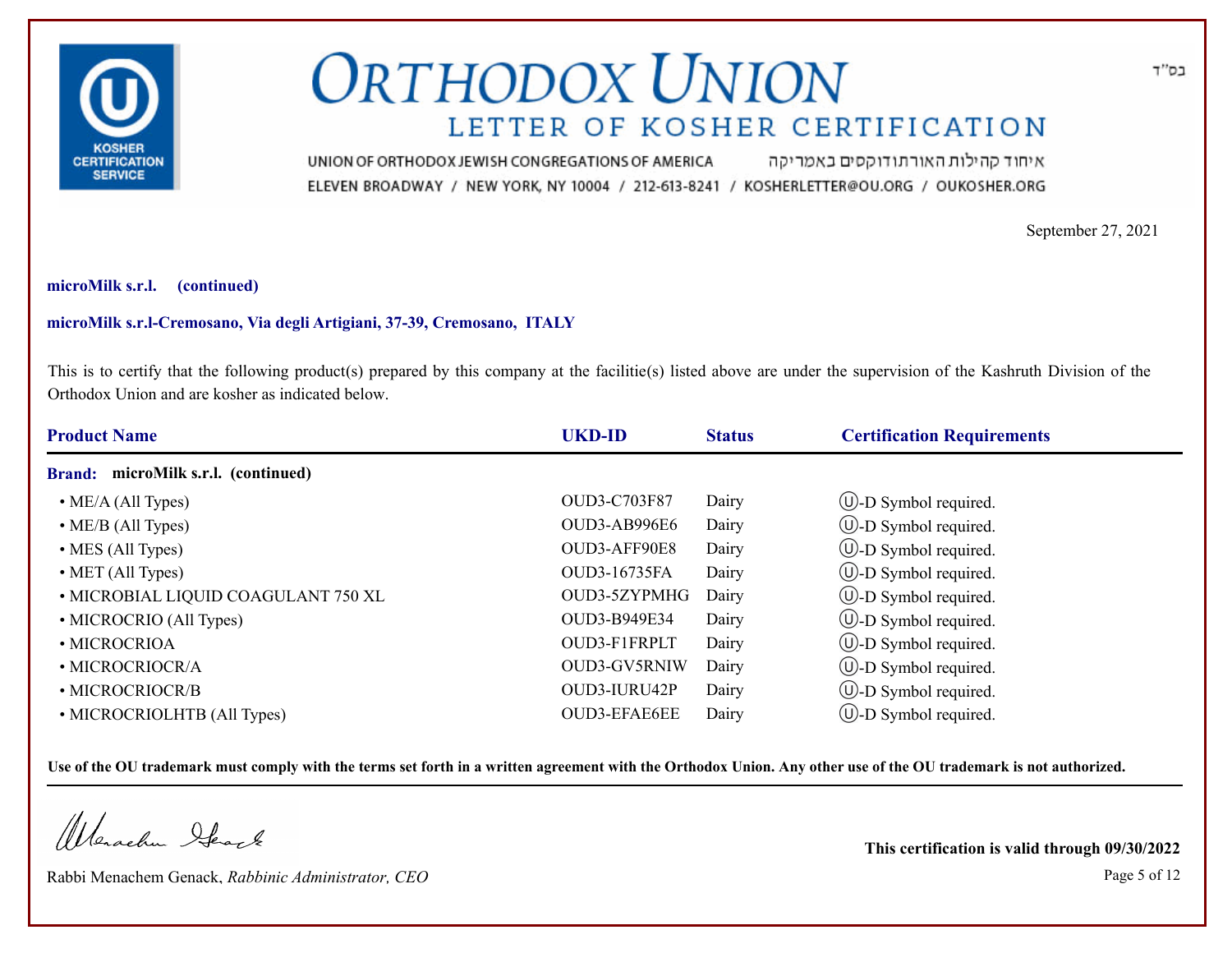# ORTHODOX UNION

## LETTER OF KOSHER CERTIFICATION

UNION OF ORTHODOX JEWISH CONGREGATIONS OF AMERICA איחוד קהילות האורתודוקסים באמריקה
ELEVEN BROADWAY / NEW YORK, NY 10004 / 212-613-8241 / KOSHERLETTER@OU.ORG / OUKOSHER.ORG

בס"ד

September 27, 2021

**microMilk s.r.l. (continued)**

**microMilk s.r.l-Cremosano, Via degli Artigiani, 37-39, Cremosano, ITALY**

This is to certify that the following product(s) prepared by this company at the facilitie(s) listed above are under the supervision of the Kashruth Division of the Orthodox Union and are kosher as indicated below.

| Product Name | UKD-ID | Status | Certification Requirements |
|---|---|---|---|
| **Brand: microMilk s.r.l. (continued)** | | | |
| • ME/A (All Types) | OUD3-C703F87 | Dairy | Ⓤ-D Symbol required. |
| • ME/B (All Types) | OUD3-AB996E6 | Dairy | Ⓤ-D Symbol required. |
| • MES (All Types) | OUD3-AFF90E8 | Dairy | Ⓤ-D Symbol required. |
| • MET (All Types) | OUD3-16735FA | Dairy | Ⓤ-D Symbol required. |
| • MICROBIAL LIQUID COAGULANT 750 XL | OUD3-5ZYPMHG | Dairy | Ⓤ-D Symbol required. |
| • MICROCRIO (All Types) | OUD3-B949E34 | Dairy | Ⓤ-D Symbol required. |
| • MICROCRIOA | OUD3-F1FRPLT | Dairy | Ⓤ-D Symbol required. |
| • MICROCRIOCR/A | OUD3-GV5RNIW | Dairy | Ⓤ-D Symbol required. |
| • MICROCRIOCR/B | OUD3-IURU42P | Dairy | Ⓤ-D Symbol required. |
| • MICROCRIOLHTB (All Types) | OUD3-EFAE6EE | Dairy | Ⓤ-D Symbol required. |

**Use of the OU trademark must comply with the terms set forth in a written agreement with the Orthodox Union. Any other use of the OU trademark is not authorized.**

Rabbi Menachem Genack, *Rabbinic Administrator, CEO*

**This certification is valid through 09/30/2022**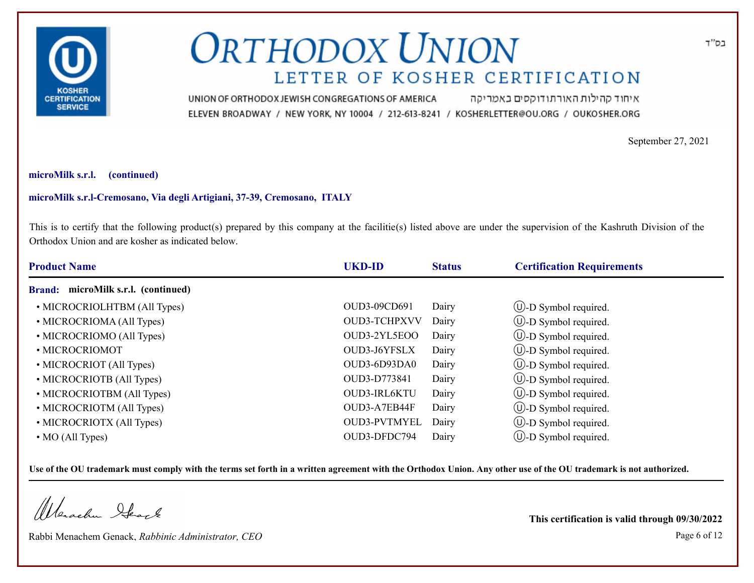# ORTHODOX UNION
## LETTER OF KOSHER CERTIFICATION

UNION OF ORTHODOX JEWISH CONGREGATIONS OF AMERICA איחוד קהילות האורתודוקסים באמריקה
ELEVEN BROADWAY / NEW YORK, NY 10004 / 212-613-8241 / KOSHERLETTER@OU.ORG / OUKOSHER.ORG

בס"ד

September 27, 2021

**microMilk s.r.l. (continued)**

**microMilk s.r.l-Cremosano, Via degli Artigiani, 37-39, Cremosano, ITALY**

This is to certify that the following product(s) prepared by this company at the facilitie(s) listed above are under the supervision of the Kashruth Division of the Orthodox Union and are kosher as indicated below.

| Product Name | UKD-ID | Status | Certification Requirements |
|---|---|---|---|
| **Brand: microMilk s.r.l. (continued)** | | | |
| • MICROCRIOLHTBM (All Types) | OUD3-09CD691 | Dairy | Ⓤ-D Symbol required. |
| • MICROCRIOMA (All Types) | OUD3-TCHPXVV | Dairy | Ⓤ-D Symbol required. |
| • MICROCRIOMO (All Types) | OUD3-2YL5EOO | Dairy | Ⓤ-D Symbol required. |
| • MICROCRIOMOT | OUD3-J6YFSLX | Dairy | Ⓤ-D Symbol required. |
| • MICROCRIOT (All Types) | OUD3-6D93DA0 | Dairy | Ⓤ-D Symbol required. |
| • MICROCRIOTB (All Types) | OUD3-D773841 | Dairy | Ⓤ-D Symbol required. |
| • MICROCRIOTBM (All Types) | OUD3-IRL6KTU | Dairy | Ⓤ-D Symbol required. |
| • MICROCRIOTM (All Types) | OUD3-A7EB44F | Dairy | Ⓤ-D Symbol required. |
| • MICROCRIOTX (All Types) | OUD3-PVTMYEL | Dairy | Ⓤ-D Symbol required. |
| • MO (All Types) | OUD3-DFDC794 | Dairy | Ⓤ-D Symbol required. |

**Use of the OU trademark must comply with the terms set forth in a written agreement with the Orthodox Union. Any other use of the OU trademark is not authorized.**

Rabbi Menachem Genack, *Rabbinic Administrator, CEO*

**This certification is valid through 09/30/2022**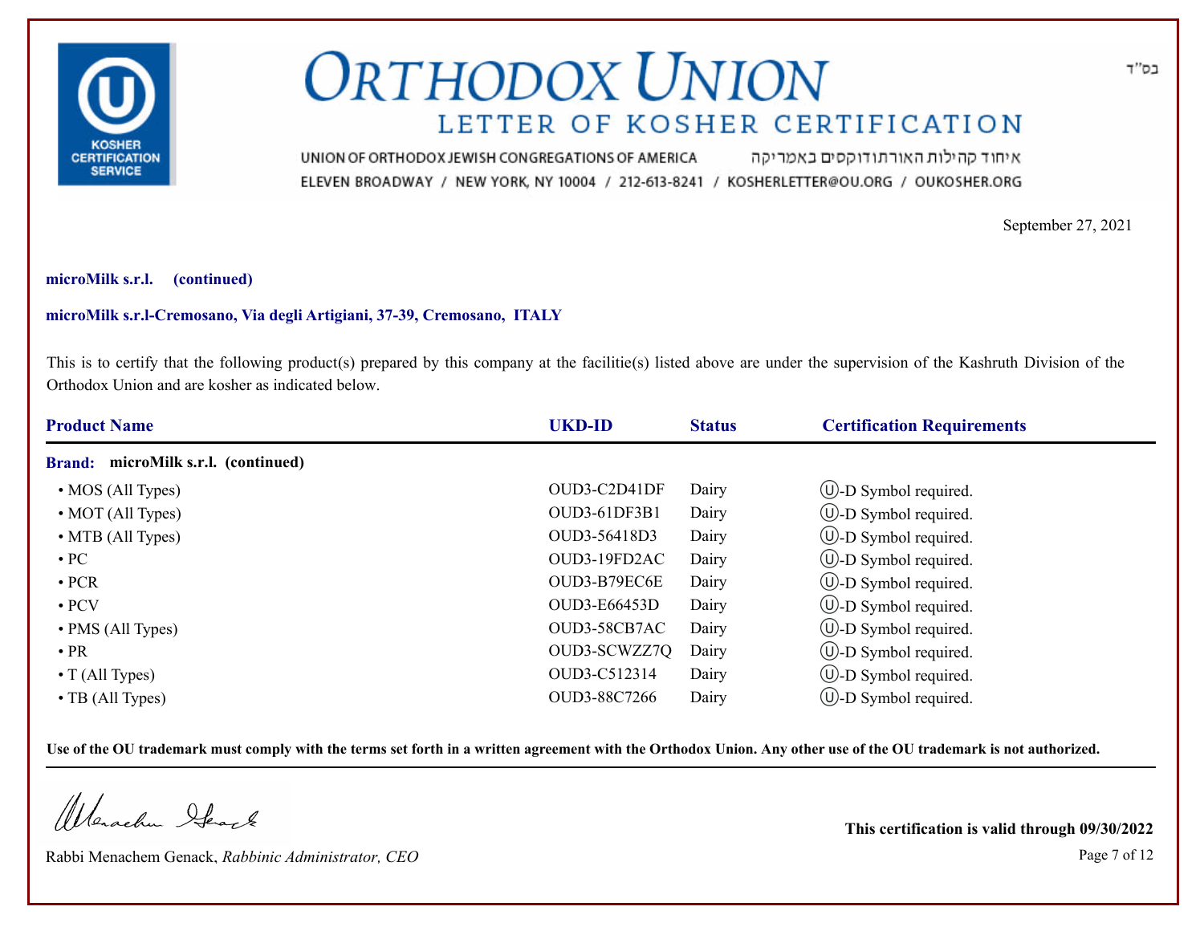בס"ד

# ORTHODOX UNION

## LETTER OF KOSHER CERTIFICATION

UNION OF ORTHODOX JEWISH CONGREGATIONS OF AMERICA איחוד קהילות האורתודוקסים באמריקה

ELEVEN BROADWAY / NEW YORK, NY 10004 / 212-613-8241 / KOSHERLETTER@OU.ORG / OUKOSHER.ORG

September 27, 2021

**microMilk s.r.l. (continued)**

**microMilk s.r.l-Cremosano, Via degli Artigiani, 37-39, Cremosano, ITALY**

This is to certify that the following product(s) prepared by this company at the facilitie(s) listed above are under the supervision of the Kashruth Division of the Orthodox Union and are kosher as indicated below.

| Product Name | UKD-ID | Status | Certification Requirements |
|---|---|---|---|
| **Brand: microMilk s.r.l. (continued)** | | | |
| • MOS (All Types) | OUD3-C2D41DF | Dairy | Ⓤ-D Symbol required. |
| • MOT (All Types) | OUD3-61DF3B1 | Dairy | Ⓤ-D Symbol required. |
| • MTB (All Types) | OUD3-56418D3 | Dairy | Ⓤ-D Symbol required. |
| • PC | OUD3-19FD2AC | Dairy | Ⓤ-D Symbol required. |
| • PCR | OUD3-B79EC6E | Dairy | Ⓤ-D Symbol required. |
| • PCV | OUD3-E66453D | Dairy | Ⓤ-D Symbol required. |
| • PMS (All Types) | OUD3-58CB7AC | Dairy | Ⓤ-D Symbol required. |
| • PR | OUD3-SCWZZ7Q | Dairy | Ⓤ-D Symbol required. |
| • T (All Types) | OUD3-C512314 | Dairy | Ⓤ-D Symbol required. |
| • TB (All Types) | OUD3-88C7266 | Dairy | Ⓤ-D Symbol required. |

**Use of the OU trademark must comply with the terms set forth in a written agreement with the Orthodox Union. Any other use of the OU trademark is not authorized.**

Rabbi Menachem Genack, *Rabbinic Administrator, CEO*

**This certification is valid through 09/30/2022**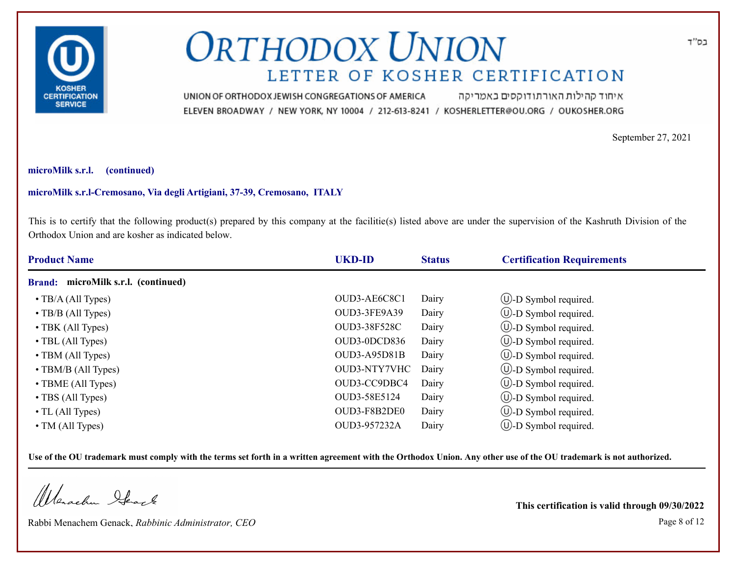# ORTHODOX UNION

## LETTER OF KOSHER CERTIFICATION

UNION OF ORTHODOX JEWISH CONGREGATIONS OF AMERICA איחוד קהילות האורתודוקסים באמריקה

ELEVEN BROADWAY / NEW YORK, NY 10004 / 212-613-8241 / KOSHERLETTER@OU.ORG / OUKOSHER.ORG

בס"ד

September 27, 2021

**microMilk s.r.l. (continued)**

**microMilk s.r.l-Cremosano, Via degli Artigiani, 37-39, Cremosano, ITALY**

This is to certify that the following product(s) prepared by this company at the facilitie(s) listed above are under the supervision of the Kashruth Division of the Orthodox Union and are kosher as indicated below.

| Product Name | UKD-ID | Status | Certification Requirements |
|---|---|---|---|
| **Brand: microMilk s.r.l. (continued)** | | | |
| • TB/A (All Types) | OUD3-AE6C8C1 | Dairy | Ⓤ-D Symbol required. |
| • TB/B (All Types) | OUD3-3FE9A39 | Dairy | Ⓤ-D Symbol required. |
| • TBK (All Types) | OUD3-38F528C | Dairy | Ⓤ-D Symbol required. |
| • TBL (All Types) | OUD3-0DCD836 | Dairy | Ⓤ-D Symbol required. |
| • TBM (All Types) | OUD3-A95D81B | Dairy | Ⓤ-D Symbol required. |
| • TBM/B (All Types) | OUD3-NTY7VHC | Dairy | Ⓤ-D Symbol required. |
| • TBME (All Types) | OUD3-CC9DBC4 | Dairy | Ⓤ-D Symbol required. |
| • TBS (All Types) | OUD3-58E5124 | Dairy | Ⓤ-D Symbol required. |
| • TL (All Types) | OUD3-F8B2DE0 | Dairy | Ⓤ-D Symbol required. |
| • TM (All Types) | OUD3-957232A | Dairy | Ⓤ-D Symbol required. |

**Use of the OU trademark must comply with the terms set forth in a written agreement with the Orthodox Union. Any other use of the OU trademark is not authorized.**

Rabbi Menachem Genack, *Rabbinic Administrator, CEO*

**This certification is valid through 09/30/2022**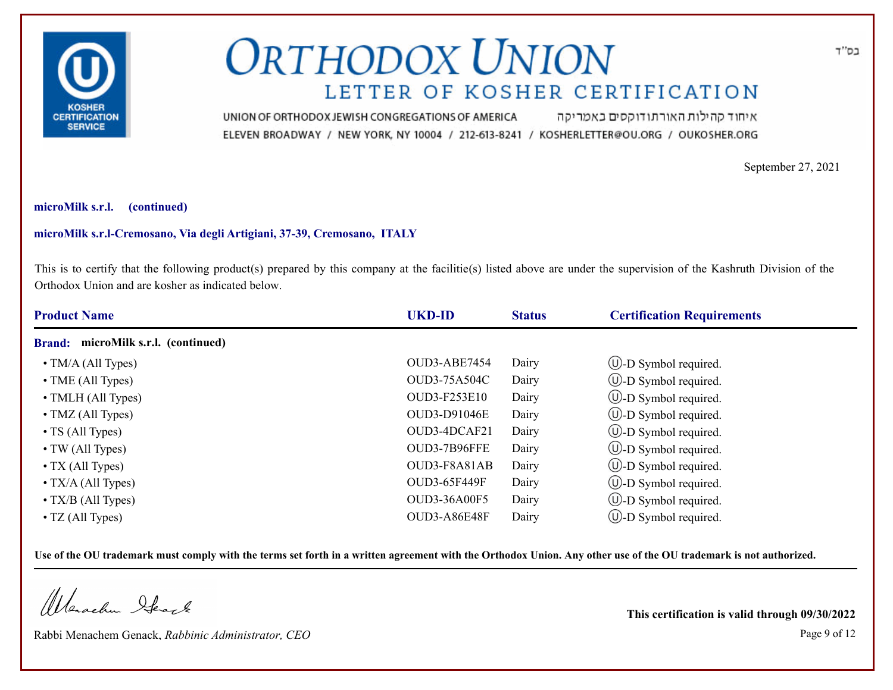# ORTHODOX UNION

## LETTER OF KOSHER CERTIFICATION

UNION OF ORTHODOX JEWISH CONGREGATIONS OF AMERICA איחוד קהילות האורתודוקסים באמריקה
ELEVEN BROADWAY / NEW YORK, NY 10004 / 212-613-8241 / KOSHERLETTER@OU.ORG / OUKOSHER.ORG

בס"ד

September 27, 2021

**microMilk s.r.l. (continued)**

**microMilk s.r.l-Cremosano, Via degli Artigiani, 37-39, Cremosano, ITALY**

This is to certify that the following product(s) prepared by this company at the facilitie(s) listed above are under the supervision of the Kashruth Division of the Orthodox Union and are kosher as indicated below.

| Product Name | UKD-ID | Status | Certification Requirements |
|---|---|---|---|
| **Brand: microMilk s.r.l. (continued)** | | | |
| • TM/A (All Types) | OUD3-ABE7454 | Dairy | Ⓤ-D Symbol required. |
| • TME (All Types) | OUD3-75A504C | Dairy | Ⓤ-D Symbol required. |
| • TMLH (All Types) | OUD3-F253E10 | Dairy | Ⓤ-D Symbol required. |
| • TMZ (All Types) | OUD3-D91046E | Dairy | Ⓤ-D Symbol required. |
| • TS (All Types) | OUD3-4DCAF21 | Dairy | Ⓤ-D Symbol required. |
| • TW (All Types) | OUD3-7B96FFE | Dairy | Ⓤ-D Symbol required. |
| • TX (All Types) | OUD3-F8A81AB | Dairy | Ⓤ-D Symbol required. |
| • TX/A (All Types) | OUD3-65F449F | Dairy | Ⓤ-D Symbol required. |
| • TX/B (All Types) | OUD3-36A00F5 | Dairy | Ⓤ-D Symbol required. |
| • TZ (All Types) | OUD3-A86E48F | Dairy | Ⓤ-D Symbol required. |

**Use of the OU trademark must comply with the terms set forth in a written agreement with the Orthodox Union. Any other use of the OU trademark is not authorized.**

Rabbi Menachem Genack, *Rabbinic Administrator, CEO*

**This certification is valid through 09/30/2022**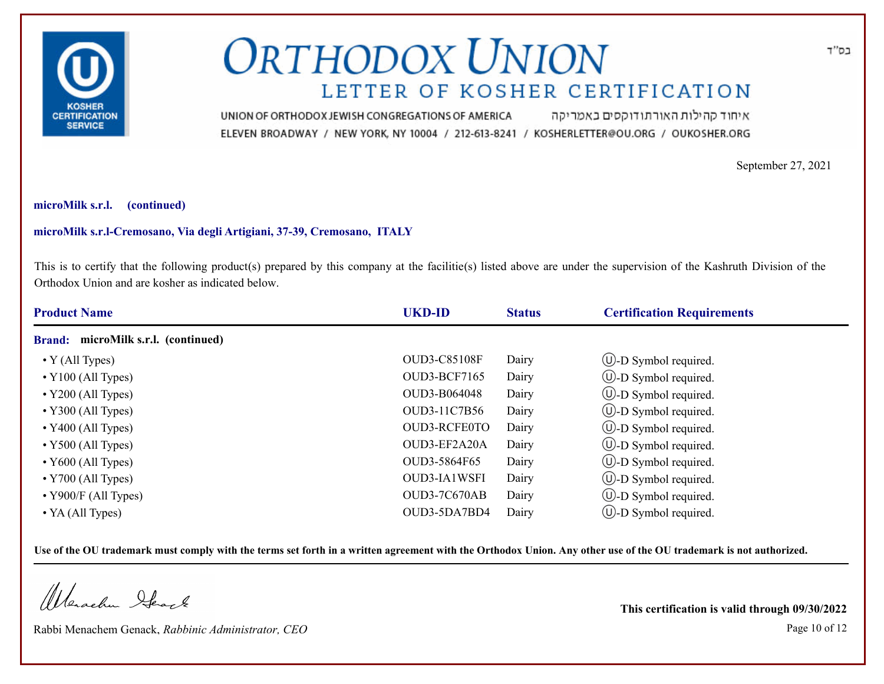# ORTHODOX UNION

## LETTER OF KOSHER CERTIFICATION

UNION OF ORTHODOX JEWISH CONGREGATIONS OF AMERICA איחוד קהילות האורתודוקסים באמריקה

ELEVEN BROADWAY / NEW YORK, NY 10004 / 212-613-8241 / KOSHERLETTER@OU.ORG / OUKOSHER.ORG

בס"ד

September 27, 2021

**microMilk s.r.l. (continued)**

**microMilk s.r.l-Cremosano, Via degli Artigiani, 37-39, Cremosano, ITALY**

This is to certify that the following product(s) prepared by this company at the facilitie(s) listed above are under the supervision of the Kashruth Division of the Orthodox Union and are kosher as indicated below.

| Product Name | UKD-ID | Status | Certification Requirements |
|---|---|---|---|
| **Brand: microMilk s.r.l. (continued)** | | | |
| • Y (All Types) | OUD3-C85108F | Dairy | Ⓤ-D Symbol required. |
| • Y100 (All Types) | OUD3-BCF7165 | Dairy | Ⓤ-D Symbol required. |
| • Y200 (All Types) | OUD3-B064048 | Dairy | Ⓤ-D Symbol required. |
| • Y300 (All Types) | OUD3-11C7B56 | Dairy | Ⓤ-D Symbol required. |
| • Y400 (All Types) | OUD3-RCFE0TO | Dairy | Ⓤ-D Symbol required. |
| • Y500 (All Types) | OUD3-EF2A20A | Dairy | Ⓤ-D Symbol required. |
| • Y600 (All Types) | OUD3-5864F65 | Dairy | Ⓤ-D Symbol required. |
| • Y700 (All Types) | OUD3-IA1WSFI | Dairy | Ⓤ-D Symbol required. |
| • Y900/F (All Types) | OUD3-7C670AB | Dairy | Ⓤ-D Symbol required. |
| • YA (All Types) | OUD3-5DA7BD4 | Dairy | Ⓤ-D Symbol required. |

**Use of the OU trademark must comply with the terms set forth in a written agreement with the Orthodox Union. Any other use of the OU trademark is not authorized.**

Rabbi Menachem Genack, *Rabbinic Administrator, CEO*

**This certification is valid through 09/30/2022**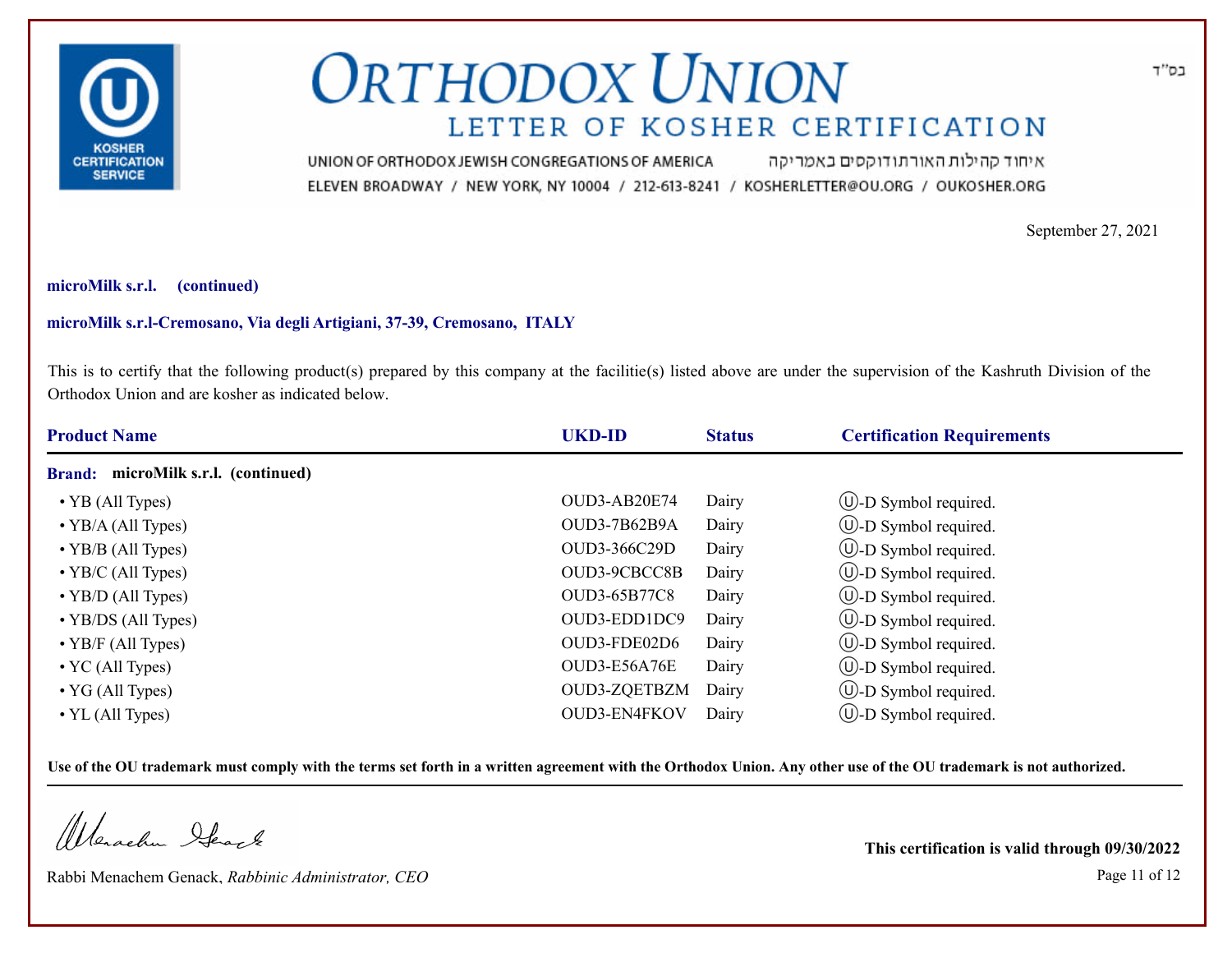# ORTHODOX UNION

## LETTER OF KOSHER CERTIFICATION

UNION OF ORTHODOX JEWISH CONGREGATIONS OF AMERICA איחוד קהילות האורתודוקסים באמריקה
ELEVEN BROADWAY / NEW YORK, NY 10004 / 212-613-8241 / KOSHERLETTER@OU.ORG / OUKOSHER.ORG

בס"ד

September 27, 2021

**microMilk s.r.l. (continued)**

**microMilk s.r.l-Cremosano, Via degli Artigiani, 37-39, Cremosano, ITALY**

This is to certify that the following product(s) prepared by this company at the facilitie(s) listed above are under the supervision of the Kashruth Division of the Orthodox Union and are kosher as indicated below.

| Product Name | UKD-ID | Status | Certification Requirements |
|---|---|---|---|
| **Brand: microMilk s.r.l. (continued)** | | | |
| • YB (All Types) | OUD3-AB20E74 | Dairy | Ⓤ-D Symbol required. |
| • YB/A (All Types) | OUD3-7B62B9A | Dairy | Ⓤ-D Symbol required. |
| • YB/B (All Types) | OUD3-366C29D | Dairy | Ⓤ-D Symbol required. |
| • YB/C (All Types) | OUD3-9CBCC8B | Dairy | Ⓤ-D Symbol required. |
| • YB/D (All Types) | OUD3-65B77C8 | Dairy | Ⓤ-D Symbol required. |
| • YB/DS (All Types) | OUD3-EDD1DC9 | Dairy | Ⓤ-D Symbol required. |
| • YB/F (All Types) | OUD3-FDE02D6 | Dairy | Ⓤ-D Symbol required. |
| • YC (All Types) | OUD3-E56A76E | Dairy | Ⓤ-D Symbol required. |
| • YG (All Types) | OUD3-ZQETBZM | Dairy | Ⓤ-D Symbol required. |
| • YL (All Types) | OUD3-EN4FKOV | Dairy | Ⓤ-D Symbol required. |

**Use of the OU trademark must comply with the terms set forth in a written agreement with the Orthodox Union. Any other use of the OU trademark is not authorized.**

Rabbi Menachem Genack, *Rabbinic Administrator, CEO*

**This certification is valid through 09/30/2022**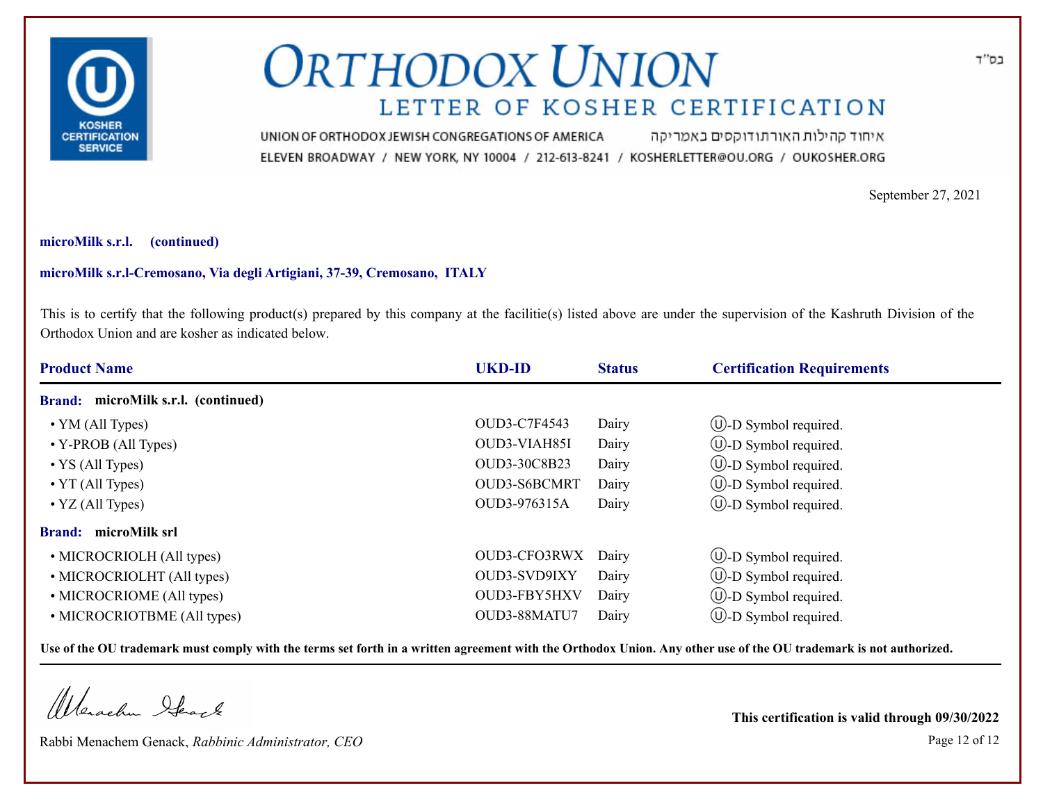בס"ד

# ORTHODOX UNION

## LETTER OF KOSHER CERTIFICATION

UNION OF ORTHODOX JEWISH CONGREGATIONS OF AMERICA איחוד קהילות האורתודוקסים באמריקה

ELEVEN BROADWAY / NEW YORK, NY 10004 / 212-613-8241 / KOSHERLETTER@OU.ORG / OUKOSHER.ORG

September 27, 2021

**microMilk s.r.l. (continued)**

**microMilk s.r.l-Cremosano, Via degli Artigiani, 37-39, Cremosano, ITALY**

This is to certify that the following product(s) prepared by this company at the facilitie(s) listed above are under the supervision of the Kashruth Division of the Orthodox Union and are kosher as indicated below.

| Product Name | UKD-ID | Status | Certification Requirements |
|---|---|---|---|
| **Brand: microMilk s.r.l. (continued)** | | | |
| • YM (All Types) | OUD3-C7F4543 | Dairy | Ⓤ-D Symbol required. |
| • Y-PROB (All Types) | OUD3-VIAH85I | Dairy | Ⓤ-D Symbol required. |
| • YS (All Types) | OUD3-30C8B23 | Dairy | Ⓤ-D Symbol required. |
| • YT (All Types) | OUD3-S6BCMRT | Dairy | Ⓤ-D Symbol required. |
| • YZ (All Types) | OUD3-976315A | Dairy | Ⓤ-D Symbol required. |
| **Brand: microMilk srl** | | | |
| • MICROCRIOLH (All types) | OUD3-CFO3RWX | Dairy | Ⓤ-D Symbol required. |
| • MICROCRIOLHT (All types) | OUD3-SVD9IXY | Dairy | Ⓤ-D Symbol required. |
| • MICROCRIOME (All types) | OUD3-FBY5HXV | Dairy | Ⓤ-D Symbol required. |
| • MICROCRIOTBME (All types) | OUD3-88MATU7 | Dairy | Ⓤ-D Symbol required. |

**Use of the OU trademark must comply with the terms set forth in a written agreement with the Orthodox Union. Any other use of the OU trademark is not authorized.**

Rabbi Menachem Genack, *Rabbinic Administrator, CEO*

**This certification is valid through 09/30/2022**